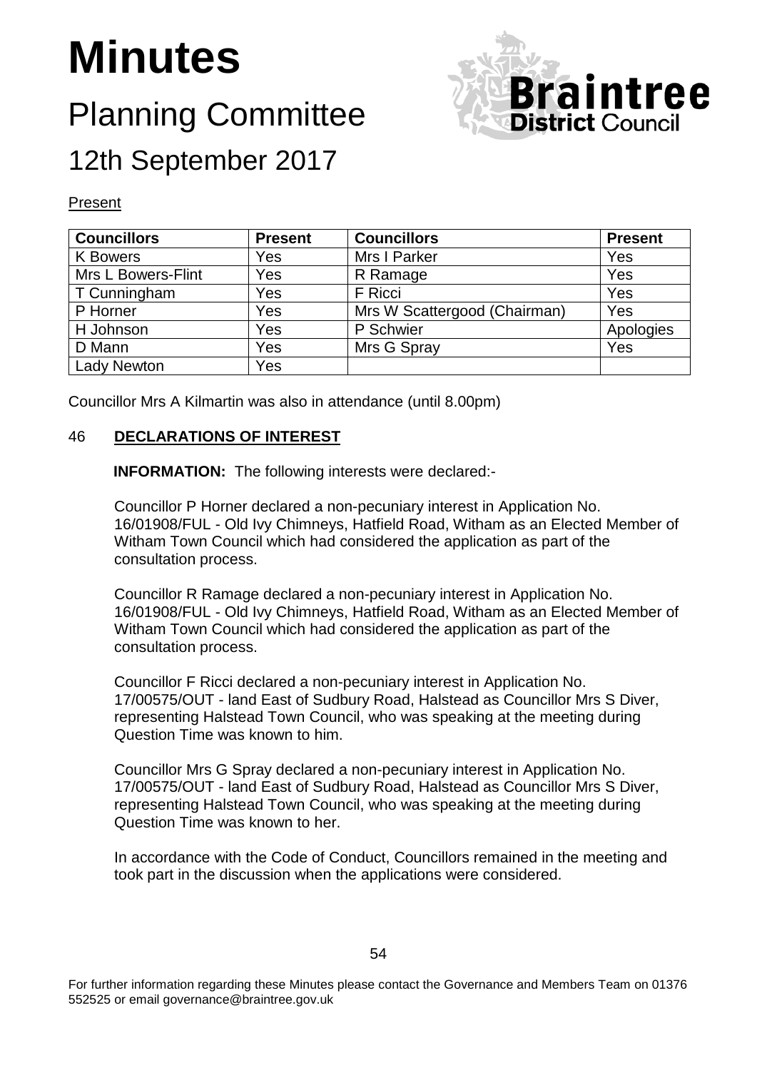# Minutes

## Planning Committee

## 12th September 2017

Present

| Councillors | Present | Councillors | Present |
|---|---|---|---|
| K Bowers | Yes | Mrs I Parker | Yes |
| Mrs L Bowers-Flint | Yes | R Ramage | Yes |
| T Cunningham | Yes | F Ricci | Yes |
| P Horner | Yes | Mrs W Scattergood (Chairman) | Yes |
| H Johnson | Yes | P Schwier | Apologies |
| D Mann | Yes | Mrs G Spray | Yes |
| Lady Newton | Yes | | |

Councillor Mrs A Kilmartin was also in attendance (until 8.00pm)

### 46 **DECLARATIONS OF INTEREST**

**INFORMATION:** The following interests were declared:-

Councillor P Horner declared a non-pecuniary interest in Application No. 16/01908/FUL - Old Ivy Chimneys, Hatfield Road, Witham as an Elected Member of Witham Town Council which had considered the application as part of the consultation process.

Councillor R Ramage declared a non-pecuniary interest in Application No. 16/01908/FUL - Old Ivy Chimneys, Hatfield Road, Witham as an Elected Member of Witham Town Council which had considered the application as part of the consultation process.

Councillor F Ricci declared a non-pecuniary interest in Application No. 17/00575/OUT - land East of Sudbury Road, Halstead as Councillor Mrs S Diver, representing Halstead Town Council, who was speaking at the meeting during Question Time was known to him.

Councillor Mrs G Spray declared a non-pecuniary interest in Application No. 17/00575/OUT - land East of Sudbury Road, Halstead as Councillor Mrs S Diver, representing Halstead Town Council, who was speaking at the meeting during Question Time was known to her.

In accordance with the Code of Conduct, Councillors remained in the meeting and took part in the discussion when the applications were considered.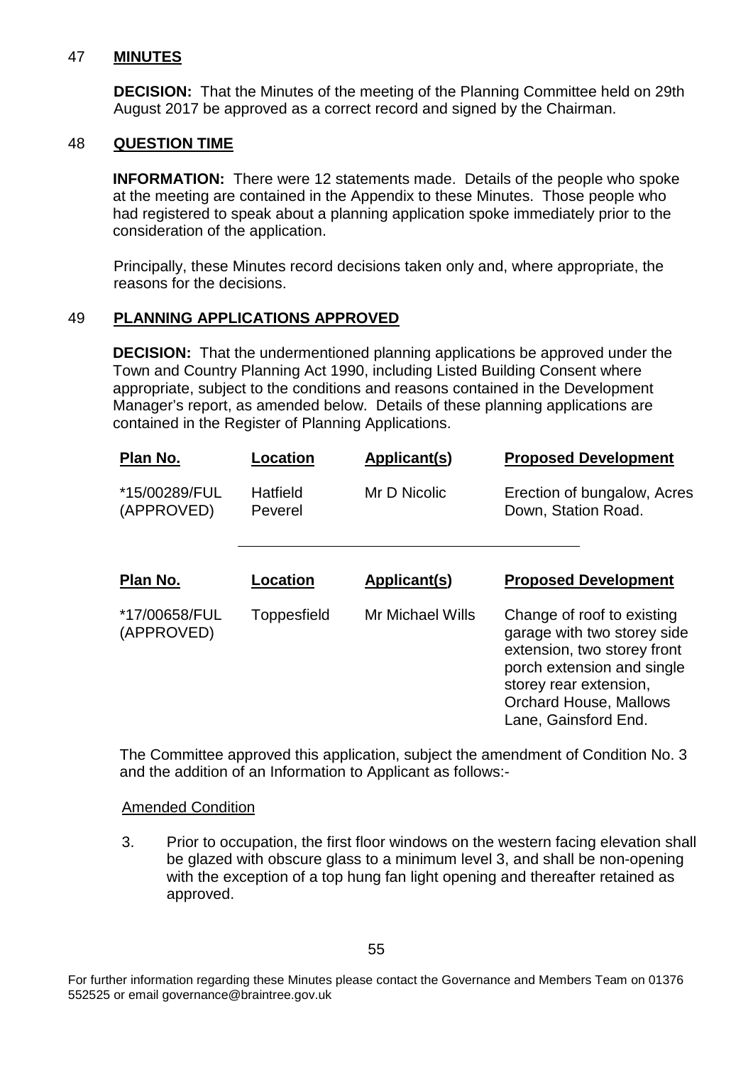## 47 **MINUTES**

**DECISION:** That the Minutes of the meeting of the Planning Committee held on 29th August 2017 be approved as a correct record and signed by the Chairman.

## 48 **QUESTION TIME**

**INFORMATION:** There were 12 statements made. Details of the people who spoke at the meeting are contained in the Appendix to these Minutes. Those people who had registered to speak about a planning application spoke immediately prior to the consideration of the application.

Principally, these Minutes record decisions taken only and, where appropriate, the reasons for the decisions.

## 49 **PLANNING APPLICATIONS APPROVED**

**DECISION:** That the undermentioned planning applications be approved under the Town and Country Planning Act 1990, including Listed Building Consent where appropriate, subject to the conditions and reasons contained in the Development Manager's report, as amended below. Details of these planning applications are contained in the Register of Planning Applications.

| Plan No. | Location | Applicant(s) | Proposed Development |
|---|---|---|---|
| *15/00289/FUL (APPROVED) | Hatfield Peverel | Mr D Nicolic | Erection of bungalow, Acres Down, Station Road. |

| Plan No. | Location | Applicant(s) | Proposed Development |
|---|---|---|---|
| *17/00658/FUL (APPROVED) | Toppesfield | Mr Michael Wills | Change of roof to existing garage with two storey side extension, two storey front porch extension and single storey rear extension, Orchard House, Mallows Lane, Gainsford End. |

The Committee approved this application, subject the amendment of Condition No. 3 and the addition of an Information to Applicant as follows:-

Amended Condition

3. Prior to occupation, the first floor windows on the western facing elevation shall be glazed with obscure glass to a minimum level 3, and shall be non-opening with the exception of a top hung fan light opening and thereafter retained as approved.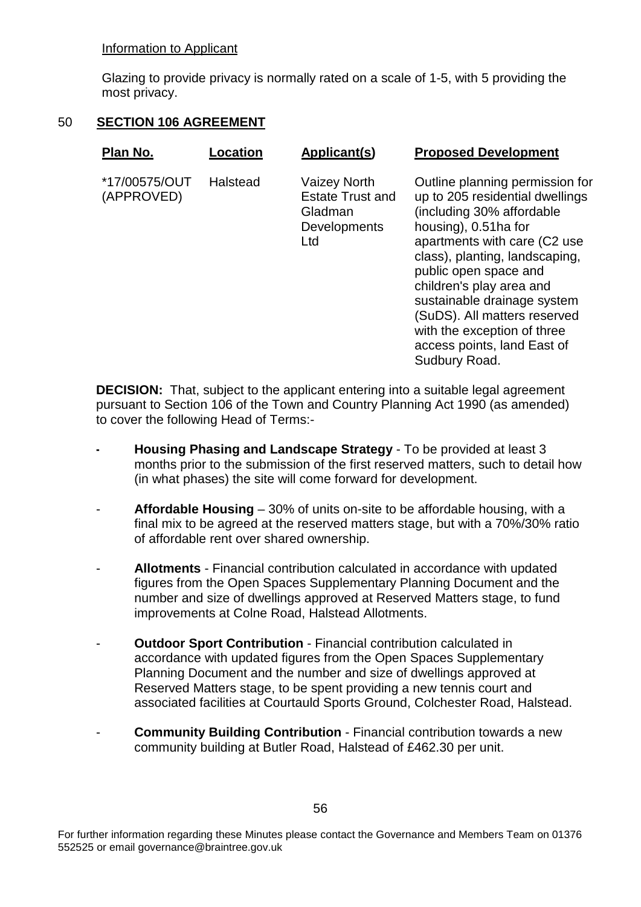Information to Applicant

Glazing to provide privacy is normally rated on a scale of 1-5, with 5 providing the most privacy.

## 50 SECTION 106 AGREEMENT

| Plan No. | Location | Applicant(s) | Proposed Development |
|---|---|---|---|
| *17/00575/OUT (APPROVED) | Halstead | Vaizey North Estate Trust and Gladman Developments Ltd | Outline planning permission for up to 205 residential dwellings (including 30% affordable housing), 0.51ha for apartments with care (C2 use class), planting, landscaping, public open space and children's play area and sustainable drainage system (SuDS). All matters reserved with the exception of three access points, land East of Sudbury Road. |

**DECISION:** That, subject to the applicant entering into a suitable legal agreement pursuant to Section 106 of the Town and Country Planning Act 1990 (as amended) to cover the following Head of Terms:-

- **Housing Phasing and Landscape Strategy** - To be provided at least 3 months prior to the submission of the first reserved matters, such to detail how (in what phases) the site will come forward for development.
- **Affordable Housing** – 30% of units on-site to be affordable housing, with a final mix to be agreed at the reserved matters stage, but with a 70%/30% ratio of affordable rent over shared ownership.
- **Allotments** - Financial contribution calculated in accordance with updated figures from the Open Spaces Supplementary Planning Document and the number and size of dwellings approved at Reserved Matters stage, to fund improvements at Colne Road, Halstead Allotments.
- **Outdoor Sport Contribution** - Financial contribution calculated in accordance with updated figures from the Open Spaces Supplementary Planning Document and the number and size of dwellings approved at Reserved Matters stage, to be spent providing a new tennis court and associated facilities at Courtauld Sports Ground, Colchester Road, Halstead.
- **Community Building Contribution** - Financial contribution towards a new community building at Butler Road, Halstead of £462.30 per unit.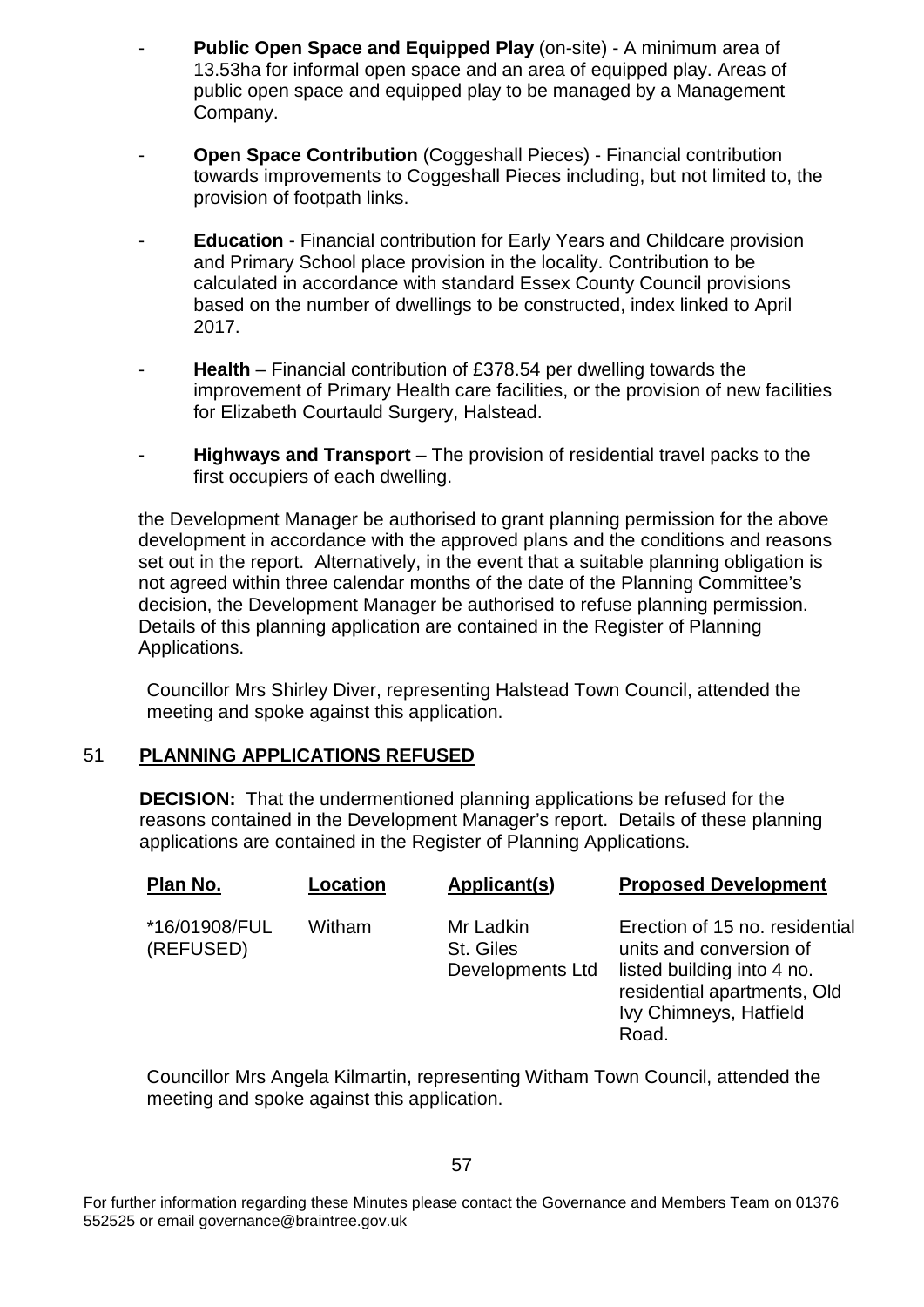- **Public Open Space and Equipped Play** (on-site) - A minimum area of 13.53ha for informal open space and an area of equipped play. Areas of public open space and equipped play to be managed by a Management Company.

- **Open Space Contribution** (Coggeshall Pieces) - Financial contribution towards improvements to Coggeshall Pieces including, but not limited to, the provision of footpath links.

- **Education** - Financial contribution for Early Years and Childcare provision and Primary School place provision in the locality. Contribution to be calculated in accordance with standard Essex County Council provisions based on the number of dwellings to be constructed, index linked to April 2017.

- **Health** – Financial contribution of £378.54 per dwelling towards the improvement of Primary Health care facilities, or the provision of new facilities for Elizabeth Courtauld Surgery, Halstead.

- **Highways and Transport** – The provision of residential travel packs to the first occupiers of each dwelling.

the Development Manager be authorised to grant planning permission for the above development in accordance with the approved plans and the conditions and reasons set out in the report. Alternatively, in the event that a suitable planning obligation is not agreed within three calendar months of the date of the Planning Committee's decision, the Development Manager be authorised to refuse planning permission. Details of this planning application are contained in the Register of Planning Applications.

Councillor Mrs Shirley Diver, representing Halstead Town Council, attended the meeting and spoke against this application.

## 51 **PLANNING APPLICATIONS REFUSED**

**DECISION:** That the undermentioned planning applications be refused for the reasons contained in the Development Manager's report. Details of these planning applications are contained in the Register of Planning Applications.

| Plan No. | Location | Applicant(s) | Proposed Development |
|---|---|---|---|
| *16/01908/FUL (REFUSED) | Witham | Mr Ladkin St. Giles Developments Ltd | Erection of 15 no. residential units and conversion of listed building into 4 no. residential apartments, Old Ivy Chimneys, Hatfield Road. |

Councillor Mrs Angela Kilmartin, representing Witham Town Council, attended the meeting and spoke against this application.

For further information regarding these Minutes please contact the Governance and Members Team on 01376 552525 or email governance@braintree.gov.uk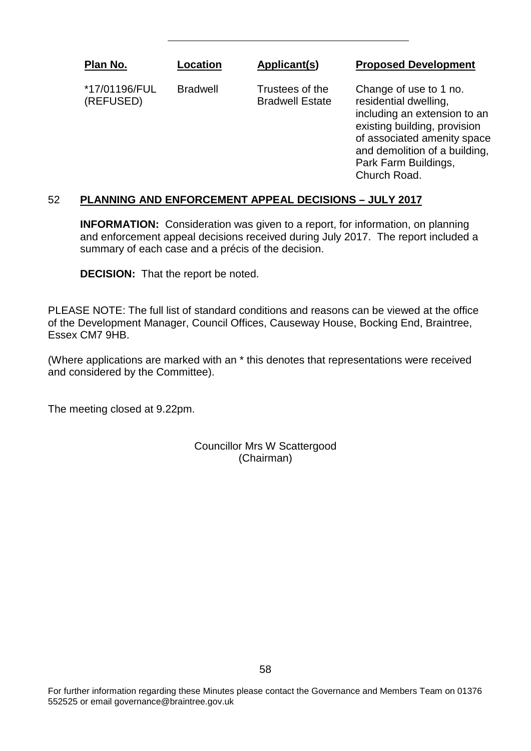| Plan No. | Location | Applicant(s) | Proposed Development |
|---|---|---|---|
| *17/01196/FUL (REFUSED) | Bradwell | Trustees of the Bradwell Estate | Change of use to 1 no. residential dwelling, including an extension to an existing building, provision of associated amenity space and demolition of a building, Park Farm Buildings, Church Road. |

## 52 PLANNING AND ENFORCEMENT APPEAL DECISIONS – JULY 2017

**INFORMATION:** Consideration was given to a report, for information, on planning and enforcement appeal decisions received during July 2017. The report included a summary of each case and a précis of the decision.

**DECISION:** That the report be noted.

PLEASE NOTE: The full list of standard conditions and reasons can be viewed at the office of the Development Manager, Council Offices, Causeway House, Bocking End, Braintree, Essex CM7 9HB.

(Where applications are marked with an * this denotes that representations were received and considered by the Committee).

The meeting closed at 9.22pm.

Councillor Mrs W Scattergood
(Chairman)

For further information regarding these Minutes please contact the Governance and Members Team on 01376 552525 or email governance@braintree.gov.uk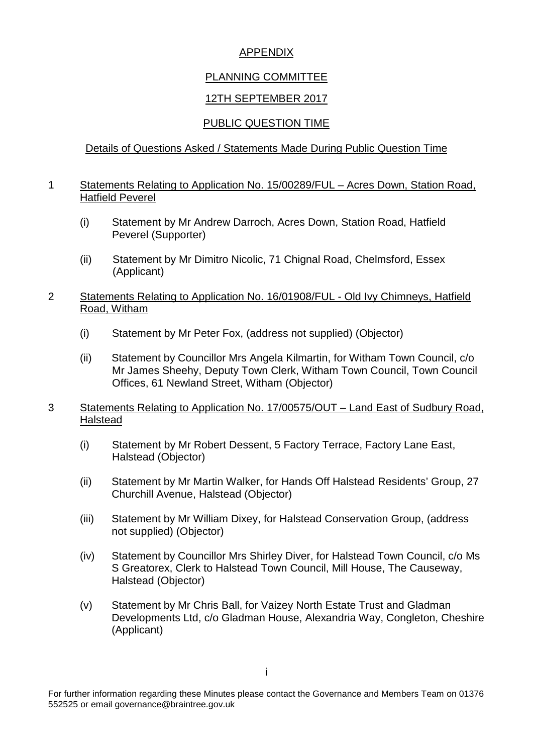APPENDIX

PLANNING COMMITTEE

12TH SEPTEMBER 2017

PUBLIC QUESTION TIME

Details of Questions Asked / Statements Made During Public Question Time

1 Statements Relating to Application No. 15/00289/FUL – Acres Down, Station Road, Hatfield Peverel

   (i) Statement by Mr Andrew Darroch, Acres Down, Station Road, Hatfield Peverel (Supporter)

   (ii) Statement by Mr Dimitro Nicolic, 71 Chignal Road, Chelmsford, Essex (Applicant)

2 Statements Relating to Application No. 16/01908/FUL - Old Ivy Chimneys, Hatfield Road, Witham

   (i) Statement by Mr Peter Fox, (address not supplied) (Objector)

   (ii) Statement by Councillor Mrs Angela Kilmartin, for Witham Town Council, c/o Mr James Sheehy, Deputy Town Clerk, Witham Town Council, Town Council Offices, 61 Newland Street, Witham (Objector)

3 Statements Relating to Application No. 17/00575/OUT – Land East of Sudbury Road, Halstead

   (i) Statement by Mr Robert Dessent, 5 Factory Terrace, Factory Lane East, Halstead (Objector)

   (ii) Statement by Mr Martin Walker, for Hands Off Halstead Residents' Group, 27 Churchill Avenue, Halstead (Objector)

   (iii) Statement by Mr William Dixey, for Halstead Conservation Group, (address not supplied) (Objector)

   (iv) Statement by Councillor Mrs Shirley Diver, for Halstead Town Council, c/o Ms S Greatorex, Clerk to Halstead Town Council, Mill House, The Causeway, Halstead (Objector)

   (v) Statement by Mr Chris Ball, for Vaizey North Estate Trust and Gladman Developments Ltd, c/o Gladman House, Alexandria Way, Congleton, Cheshire (Applicant)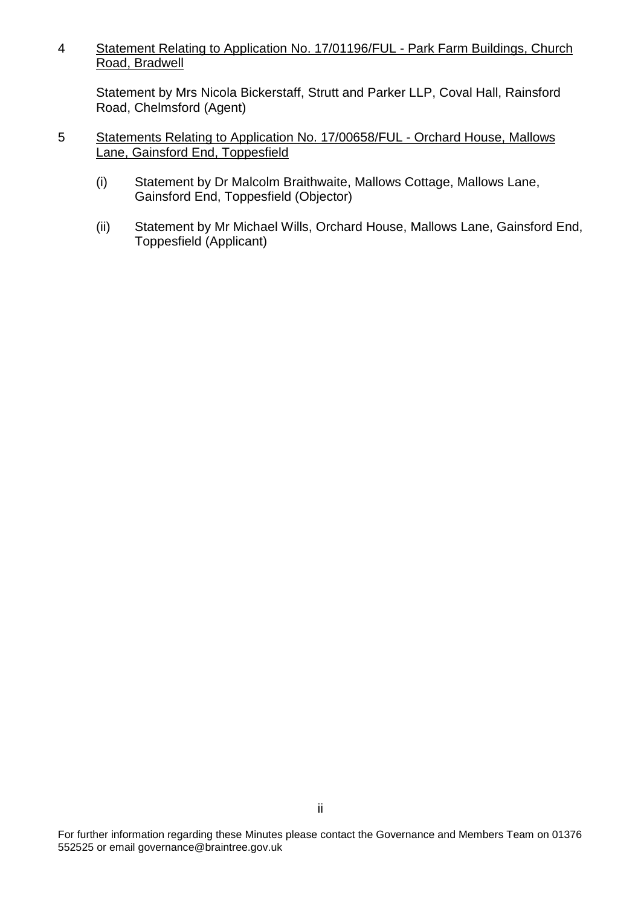4 Statement Relating to Application No. 17/01196/FUL - Park Farm Buildings, Church Road, Bradwell

Statement by Mrs Nicola Bickerstaff, Strutt and Parker LLP, Coval Hall, Rainsford Road, Chelmsford (Agent)

5 Statements Relating to Application No. 17/00658/FUL - Orchard House, Mallows Lane, Gainsford End, Toppesfield

(i) Statement by Dr Malcolm Braithwaite, Mallows Cottage, Mallows Lane, Gainsford End, Toppesfield (Objector)

(ii) Statement by Mr Michael Wills, Orchard House, Mallows Lane, Gainsford End, Toppesfield (Applicant)

For further information regarding these Minutes please contact the Governance and Members Team on 01376 552525 or email governance@braintree.gov.uk